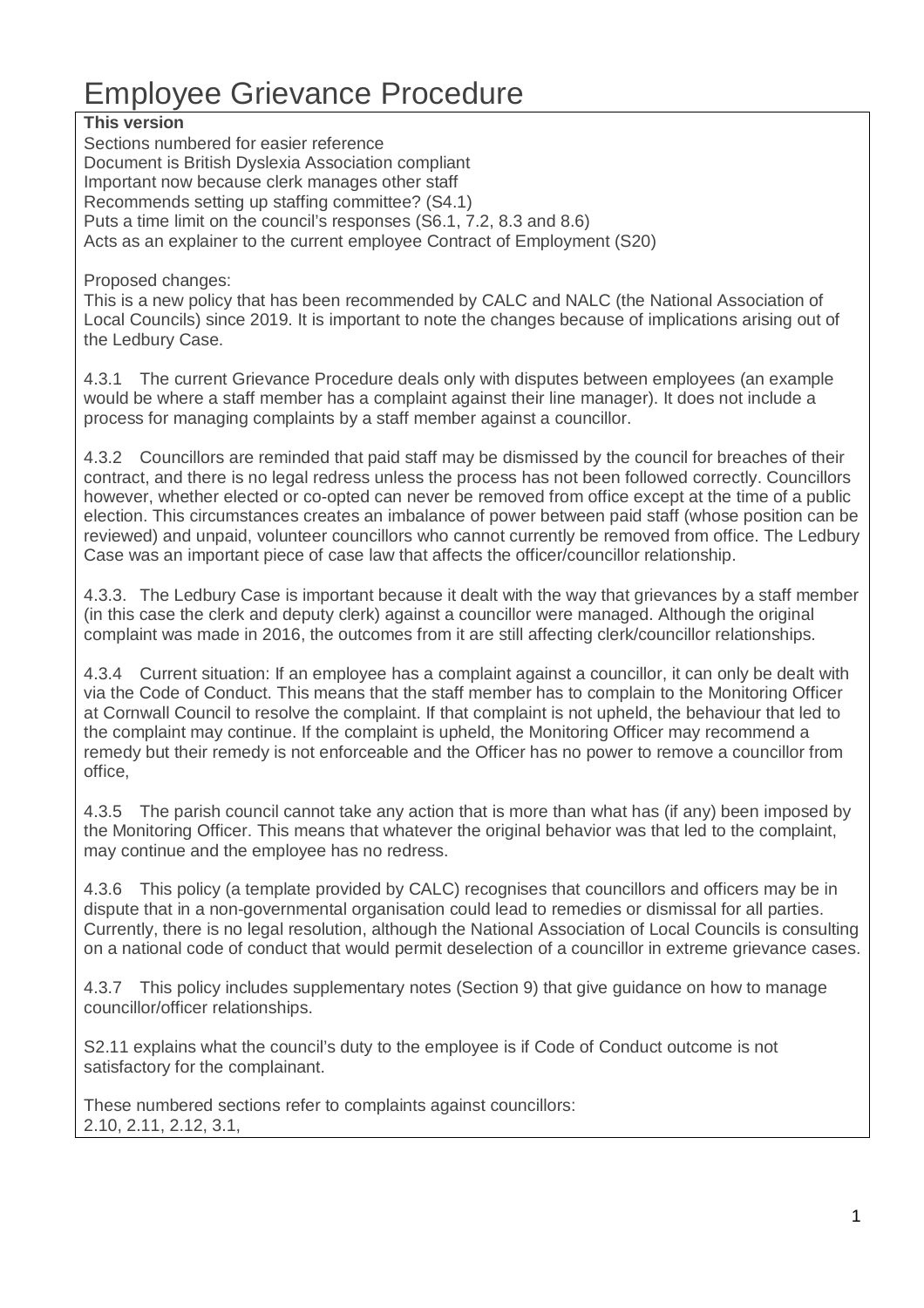# Employee Grievance Procedure

**This version**

Sections numbered for easier reference
Document is British Dyslexia Association compliant
Important now because clerk manages other staff
Recommends setting up staffing committee? (S4.1)
Puts a time limit on the council's responses (S6.1, 7.2, 8.3 and 8.6)
Acts as an explainer to the current employee Contract of Employment (S20)

Proposed changes:
This is a new policy that has been recommended by CALC and NALC (the National Association of Local Councils) since 2019. It is important to note the changes because of implications arising out of the Ledbury Case.

4.3.1 The current Grievance Procedure deals only with disputes between employees (an example would be where a staff member has a complaint against their line manager). It does not include a process for managing complaints by a staff member against a councillor.

4.3.2 Councillors are reminded that paid staff may be dismissed by the council for breaches of their contract, and there is no legal redress unless the process has not been followed correctly. Councillors however, whether elected or co-opted can never be removed from office except at the time of a public election. This circumstances creates an imbalance of power between paid staff (whose position can be reviewed) and unpaid, volunteer councillors who cannot currently be removed from office. The Ledbury Case was an important piece of case law that affects the officer/councillor relationship.

4.3.3. The Ledbury Case is important because it dealt with the way that grievances by a staff member (in this case the clerk and deputy clerk) against a councillor were managed. Although the original complaint was made in 2016, the outcomes from it are still affecting clerk/councillor relationships.

4.3.4 Current situation: If an employee has a complaint against a councillor, it can only be dealt with via the Code of Conduct. This means that the staff member has to complain to the Monitoring Officer at Cornwall Council to resolve the complaint. If that complaint is not upheld, the behaviour that led to the complaint may continue. If the complaint is upheld, the Monitoring Officer may recommend a remedy but their remedy is not enforceable and the Officer has no power to remove a councillor from office,

4.3.5 The parish council cannot take any action that is more than what has (if any) been imposed by the Monitoring Officer. This means that whatever the original behavior was that led to the complaint, may continue and the employee has no redress.

4.3.6 This policy (a template provided by CALC) recognises that councillors and officers may be in dispute that in a non-governmental organisation could lead to remedies or dismissal for all parties. Currently, there is no legal resolution, although the National Association of Local Councils is consulting on a national code of conduct that would permit deselection of a councillor in extreme grievance cases.

4.3.7 This policy includes supplementary notes (Section 9) that give guidance on how to manage councillor/officer relationships.

S2.11 explains what the council's duty to the employee is if Code of Conduct outcome is not satisfactory for the complainant.

These numbered sections refer to complaints against councillors:
2.10, 2.11, 2.12, 3.1,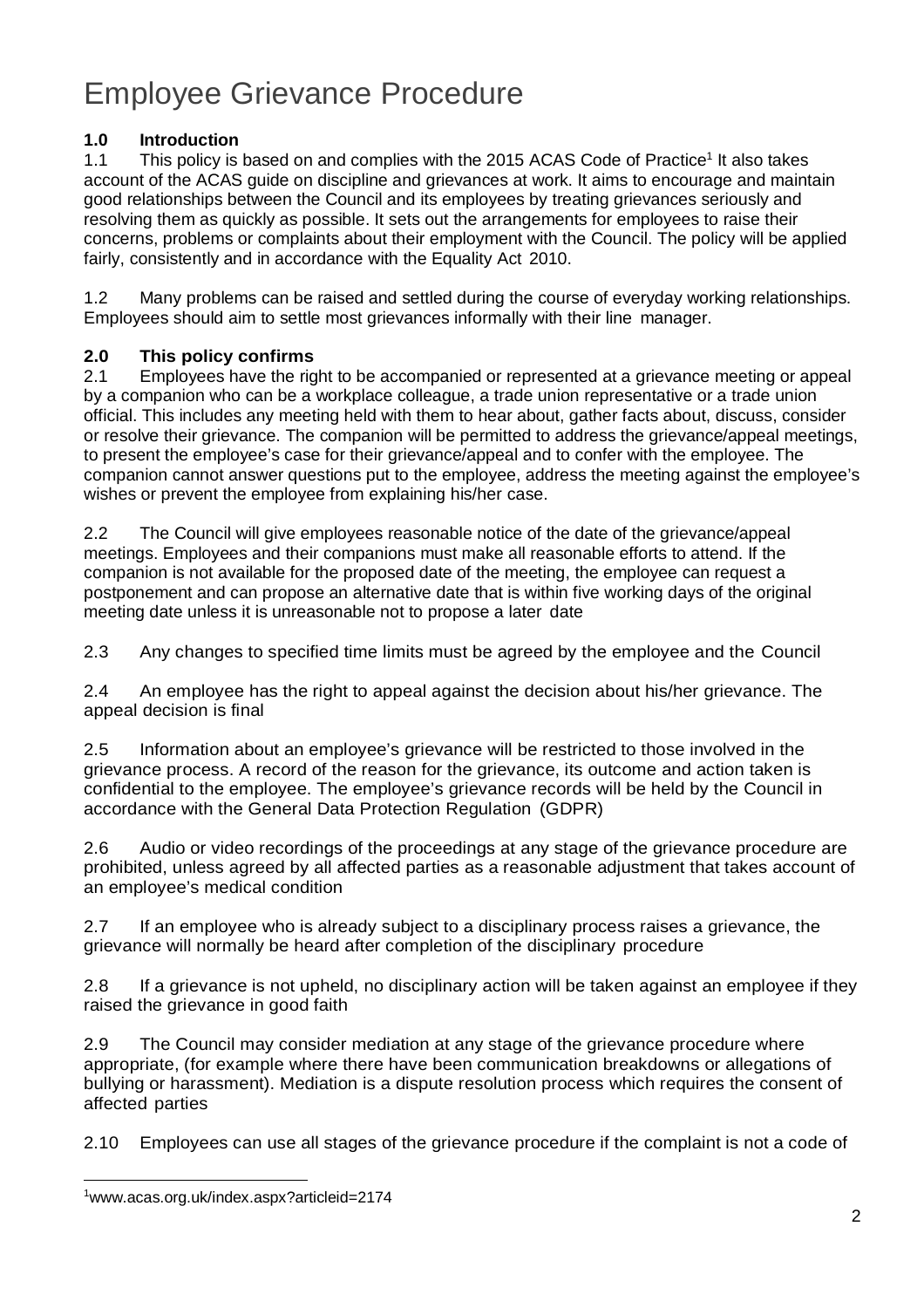# Employee Grievance Procedure

**1.0 Introduction**

1.1 This policy is based on and complies with the 2015 ACAS Code of Practice[1] It also takes account of the ACAS guide on discipline and grievances at work. It aims to encourage and maintain good relationships between the Council and its employees by treating grievances seriously and resolving them as quickly as possible. It sets out the arrangements for employees to raise their concerns, problems or complaints about their employment with the Council. The policy will be applied fairly, consistently and in accordance with the Equality Act 2010.

1.2 Many problems can be raised and settled during the course of everyday working relationships. Employees should aim to settle most grievances informally with their line manager.

**2.0 This policy confirms**

2.1 Employees have the right to be accompanied or represented at a grievance meeting or appeal by a companion who can be a workplace colleague, a trade union representative or a trade union official. This includes any meeting held with them to hear about, gather facts about, discuss, consider or resolve their grievance. The companion will be permitted to address the grievance/appeal meetings, to present the employee's case for their grievance/appeal and to confer with the employee. The companion cannot answer questions put to the employee, address the meeting against the employee's wishes or prevent the employee from explaining his/her case.

2.2 The Council will give employees reasonable notice of the date of the grievance/appeal meetings. Employees and their companions must make all reasonable efforts to attend. If the companion is not available for the proposed date of the meeting, the employee can request a postponement and can propose an alternative date that is within five working days of the original meeting date unless it is unreasonable not to propose a later date

2.3 Any changes to specified time limits must be agreed by the employee and the Council

2.4 An employee has the right to appeal against the decision about his/her grievance. The appeal decision is final

2.5 Information about an employee's grievance will be restricted to those involved in the grievance process. A record of the reason for the grievance, its outcome and action taken is confidential to the employee. The employee's grievance records will be held by the Council in accordance with the General Data Protection Regulation (GDPR)

2.6 Audio or video recordings of the proceedings at any stage of the grievance procedure are prohibited, unless agreed by all affected parties as a reasonable adjustment that takes account of an employee's medical condition

2.7 If an employee who is already subject to a disciplinary process raises a grievance, the grievance will normally be heard after completion of the disciplinary procedure

2.8 If a grievance is not upheld, no disciplinary action will be taken against an employee if they raised the grievance in good faith

2.9 The Council may consider mediation at any stage of the grievance procedure where appropriate, (for example where there have been communication breakdowns or allegations of bullying or harassment). Mediation is a dispute resolution process which requires the consent of affected parties

2.10 Employees can use all stages of the grievance procedure if the complaint is not a code of

---

[1] www.acas.org.uk/index.aspx?articleid=2174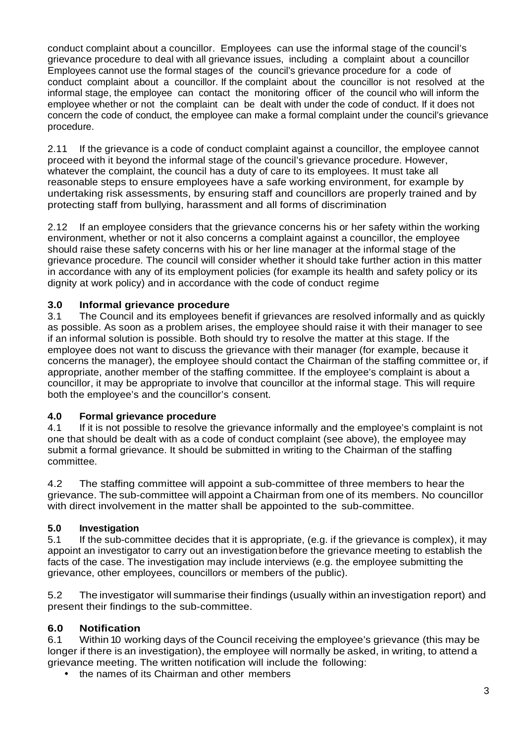conduct complaint about a councillor. Employees can use the informal stage of the council's grievance procedure to deal with all grievance issues, including a complaint about a councillor Employees cannot use the formal stages of the council's grievance procedure for a code of conduct complaint about a councillor. If the complaint about the councillor is not resolved at the informal stage, the employee can contact the monitoring officer of the council who will inform the employee whether or not the complaint can be dealt with under the code of conduct. If it does not concern the code of conduct, the employee can make a formal complaint under the council's grievance procedure.

2.11 If the grievance is a code of conduct complaint against a councillor, the employee cannot proceed with it beyond the informal stage of the council's grievance procedure. However, whatever the complaint, the council has a duty of care to its employees. It must take all reasonable steps to ensure employees have a safe working environment, for example by undertaking risk assessments, by ensuring staff and councillors are properly trained and by protecting staff from bullying, harassment and all forms of discrimination

2.12 If an employee considers that the grievance concerns his or her safety within the working environment, whether or not it also concerns a complaint against a councillor, the employee should raise these safety concerns with his or her line manager at the informal stage of the grievance procedure. The council will consider whether it should take further action in this matter in accordance with any of its employment policies (for example its health and safety policy or its dignity at work policy) and in accordance with the code of conduct regime

## 3.0 Informal grievance procedure

3.1 The Council and its employees benefit if grievances are resolved informally and as quickly as possible. As soon as a problem arises, the employee should raise it with their manager to see if an informal solution is possible. Both should try to resolve the matter at this stage. If the employee does not want to discuss the grievance with their manager (for example, because it concerns the manager), the employee should contact the Chairman of the staffing committee or, if appropriate, another member of the staffing committee. If the employee's complaint is about a councillor, it may be appropriate to involve that councillor at the informal stage. This will require both the employee's and the councillor's consent.

## 4.0 Formal grievance procedure

4.1 If it is not possible to resolve the grievance informally and the employee's complaint is not one that should be dealt with as a code of conduct complaint (see above), the employee may submit a formal grievance. It should be submitted in writing to the Chairman of the staffing committee.

4.2 The staffing committee will appoint a sub-committee of three members to hear the grievance. The sub-committee will appoint a Chairman from one of its members. No councillor with direct involvement in the matter shall be appointed to the sub-committee.

## 5.0 Investigation

5.1 If the sub-committee decides that it is appropriate, (e.g. if the grievance is complex), it may appoint an investigator to carry out an investigation before the grievance meeting to establish the facts of the case. The investigation may include interviews (e.g. the employee submitting the grievance, other employees, councillors or members of the public).

5.2 The investigator will summarise their findings (usually within an investigation report) and present their findings to the sub-committee.

## 6.0 Notification

6.1 Within 10 working days of the Council receiving the employee's grievance (this may be longer if there is an investigation), the employee will normally be asked, in writing, to attend a grievance meeting. The written notification will include the following:

- the names of its Chairman and other members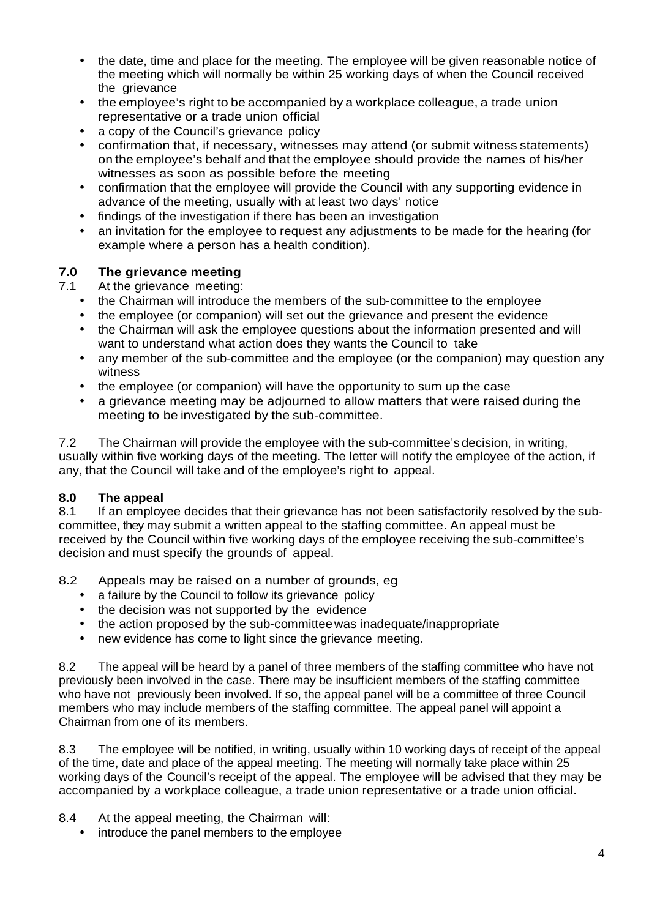- the date, time and place for the meeting. The employee will be given reasonable notice of the meeting which will normally be within 25 working days of when the Council received the grievance
- the employee's right to be accompanied by a workplace colleague, a trade union representative or a trade union official
- a copy of the Council's grievance policy
- confirmation that, if necessary, witnesses may attend (or submit witness statements) on the employee's behalf and that the employee should provide the names of his/her witnesses as soon as possible before the meeting
- confirmation that the employee will provide the Council with any supporting evidence in advance of the meeting, usually with at least two days' notice
- findings of the investigation if there has been an investigation
- an invitation for the employee to request any adjustments to be made for the hearing (for example where a person has a health condition).

## 7.0 The grievance meeting

7.1 At the grievance meeting:

- the Chairman will introduce the members of the sub-committee to the employee
- the employee (or companion) will set out the grievance and present the evidence
- the Chairman will ask the employee questions about the information presented and will want to understand what action does they wants the Council to take
- any member of the sub-committee and the employee (or the companion) may question any witness
- the employee (or companion) will have the opportunity to sum up the case
- a grievance meeting may be adjourned to allow matters that were raised during the meeting to be investigated by the sub-committee.

7.2 The Chairman will provide the employee with the sub-committee's decision, in writing, usually within five working days of the meeting. The letter will notify the employee of the action, if any, that the Council will take and of the employee's right to appeal.

## 8.0 The appeal

8.1 If an employee decides that their grievance has not been satisfactorily resolved by the sub-committee, they may submit a written appeal to the staffing committee. An appeal must be received by the Council within five working days of the employee receiving the sub-committee's decision and must specify the grounds of appeal.

8.2 Appeals may be raised on a number of grounds, eg

- a failure by the Council to follow its grievance policy
- the decision was not supported by the evidence
- the action proposed by the sub-committee was inadequate/inappropriate
- new evidence has come to light since the grievance meeting.

8.2 The appeal will be heard by a panel of three members of the staffing committee who have not previously been involved in the case. There may be insufficient members of the staffing committee who have not previously been involved. If so, the appeal panel will be a committee of three Council members who may include members of the staffing committee. The appeal panel will appoint a Chairman from one of its members.

8.3 The employee will be notified, in writing, usually within 10 working days of receipt of the appeal of the time, date and place of the appeal meeting. The meeting will normally take place within 25 working days of the Council's receipt of the appeal. The employee will be advised that they may be accompanied by a workplace colleague, a trade union representative or a trade union official.

8.4 At the appeal meeting, the Chairman will:

- introduce the panel members to the employee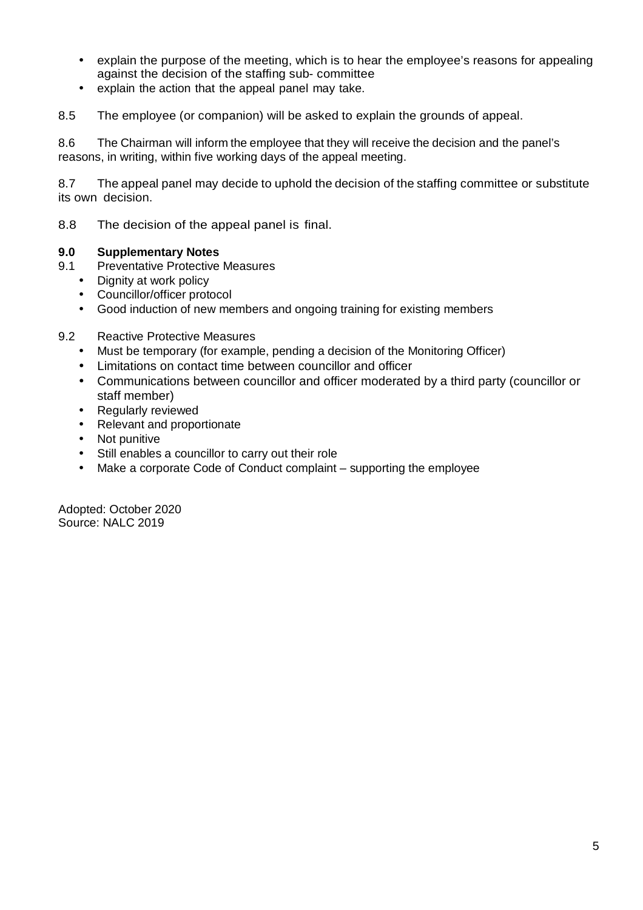- explain the purpose of the meeting, which is to hear the employee's reasons for appealing against the decision of the staffing sub- committee
- explain the action that the appeal panel may take.

8.5 The employee (or companion) will be asked to explain the grounds of appeal.

8.6 The Chairman will inform the employee that they will receive the decision and the panel's reasons, in writing, within five working days of the appeal meeting.

8.7 The appeal panel may decide to uphold the decision of the staffing committee or substitute its own decision.

8.8 The decision of the appeal panel is final.

**9.0 Supplementary Notes**

9.1 Preventative Protective Measures

- Dignity at work policy
- Councillor/officer protocol
- Good induction of new members and ongoing training for existing members

9.2 Reactive Protective Measures

- Must be temporary (for example, pending a decision of the Monitoring Officer)
- Limitations on contact time between councillor and officer
- Communications between councillor and officer moderated by a third party (councillor or staff member)
- Regularly reviewed
- Relevant and proportionate
- Not punitive
- Still enables a councillor to carry out their role
- Make a corporate Code of Conduct complaint – supporting the employee

Adopted: October 2020
Source: NALC 2019